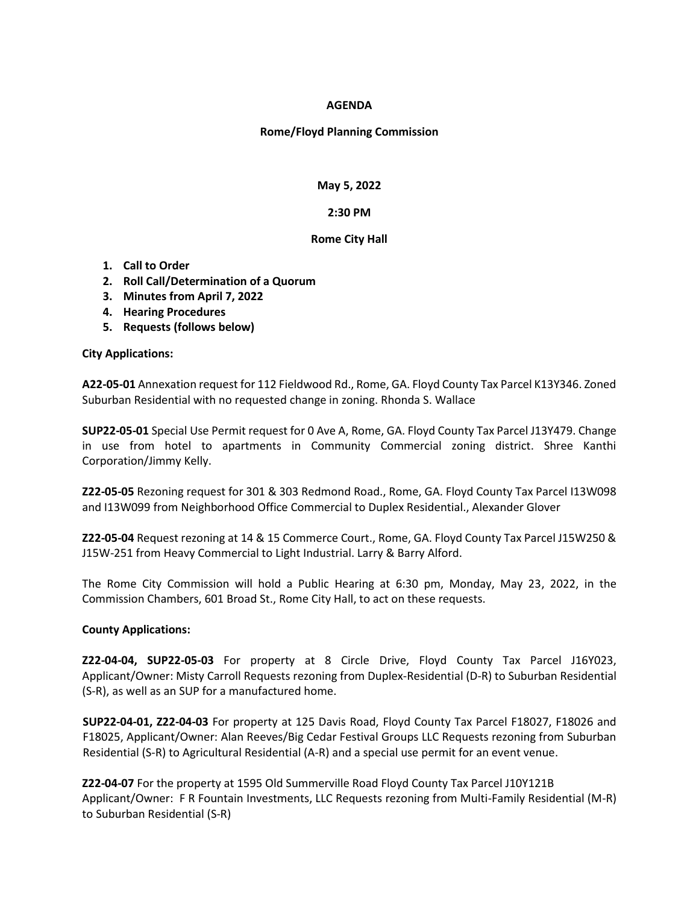**AGENDA**

**Rome/Floyd Planning Commission**

**May 5, 2022**

**2:30 PM**

**Rome City Hall**

1. **Call to Order**
2. **Roll Call/Determination of a Quorum**
3. **Minutes from April 7, 2022**
4. **Hearing Procedures**
5. **Requests (follows below)**

**City Applications:**

**A22-05-01** Annexation request for 112 Fieldwood Rd., Rome, GA. Floyd County Tax Parcel K13Y346. Zoned Suburban Residential with no requested change in zoning. Rhonda S. Wallace

**SUP22-05-01** Special Use Permit request for 0 Ave A, Rome, GA. Floyd County Tax Parcel J13Y479. Change in use from hotel to apartments in Community Commercial zoning district. Shree Kanthi Corporation/Jimmy Kelly.

**Z22-05-05** Rezoning request for 301 & 303 Redmond Road., Rome, GA. Floyd County Tax Parcel I13W098 and I13W099 from Neighborhood Office Commercial to Duplex Residential., Alexander Glover

**Z22-05-04** Request rezoning at 14 & 15 Commerce Court., Rome, GA. Floyd County Tax Parcel J15W250 & J15W-251 from Heavy Commercial to Light Industrial. Larry & Barry Alford.

The Rome City Commission will hold a Public Hearing at 6:30 pm, Monday, May 23, 2022, in the Commission Chambers, 601 Broad St., Rome City Hall, to act on these requests.

**County Applications:**

**Z22-04-04, SUP22-05-03** For property at 8 Circle Drive, Floyd County Tax Parcel J16Y023, Applicant/Owner: Misty Carroll Requests rezoning from Duplex-Residential (D-R) to Suburban Residential (S-R), as well as an SUP for a manufactured home.

**SUP22-04-01, Z22-04-03** For property at 125 Davis Road, Floyd County Tax Parcel F18027, F18026 and F18025, Applicant/Owner: Alan Reeves/Big Cedar Festival Groups LLC Requests rezoning from Suburban Residential (S-R) to Agricultural Residential (A-R) and a special use permit for an event venue.

**Z22-04-07** For the property at 1595 Old Summerville Road Floyd County Tax Parcel J10Y121B Applicant/Owner: F R Fountain Investments, LLC Requests rezoning from Multi-Family Residential (M-R) to Suburban Residential (S-R)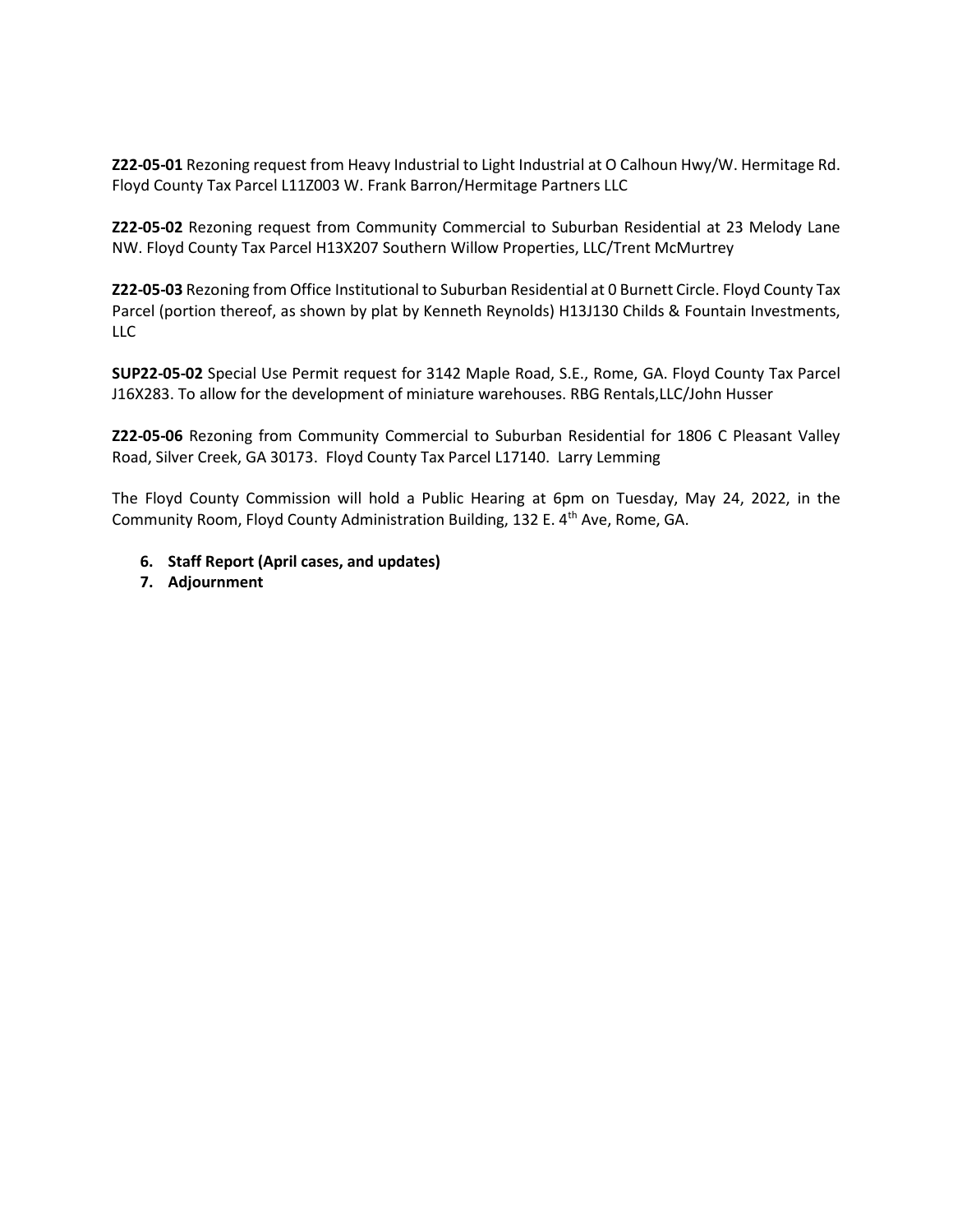**Z22-05-01** Rezoning request from Heavy Industrial to Light Industrial at O Calhoun Hwy/W. Hermitage Rd. Floyd County Tax Parcel L11Z003 W. Frank Barron/Hermitage Partners LLC

**Z22-05-02** Rezoning request from Community Commercial to Suburban Residential at 23 Melody Lane NW. Floyd County Tax Parcel H13X207 Southern Willow Properties, LLC/Trent McMurtrey

**Z22-05-03** Rezoning from Office Institutional to Suburban Residential at 0 Burnett Circle. Floyd County Tax Parcel (portion thereof, as shown by plat by Kenneth Reynolds) H13J130 Childs & Fountain Investments, LLC

**SUP22-05-02** Special Use Permit request for 3142 Maple Road, S.E., Rome, GA. Floyd County Tax Parcel J16X283. To allow for the development of miniature warehouses. RBG Rentals,LLC/John Husser

**Z22-05-06** Rezoning from Community Commercial to Suburban Residential for 1806 C Pleasant Valley Road, Silver Creek, GA 30173. Floyd County Tax Parcel L17140. Larry Lemming

The Floyd County Commission will hold a Public Hearing at 6pm on Tuesday, May 24, 2022, in the Community Room, Floyd County Administration Building, 132 E. 4th Ave, Rome, GA.

6. **Staff Report (April cases, and updates)**
7. **Adjournment**